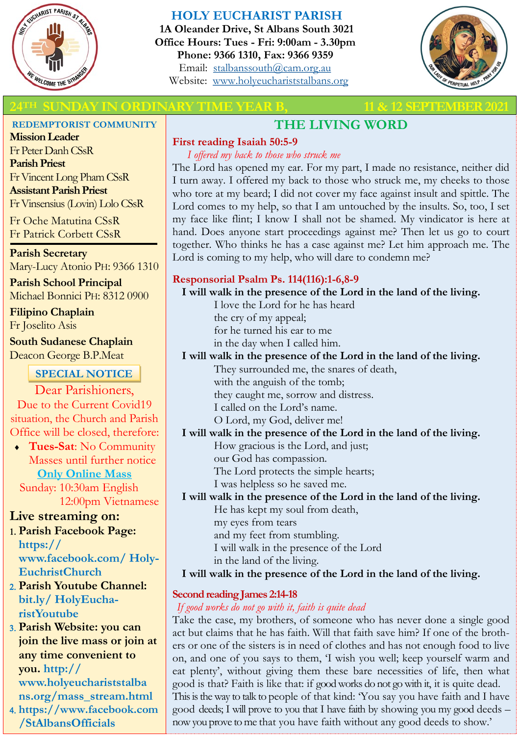# HOLY EUCHARIST PARISH

**1A Oleander Drive, St Albans South 3021**
**Office Hours: Tues - Fri: 9:00am - 3.30pm**
**Phone: 9366 1310, Fax: 9366 9359**
Email: stalbanssouth@cam.org.au
Website: www.holyeuchariststalbans.org

## 24TH SUNDAY IN ORDINARY TIME YEAR B, 11 & 12 SEPTEMBER 2021

### REDEMPTORIST COMMUNITY

**Mission Leader**
Fr Peter Danh CSsR
**Parish Priest**
Fr Vincent Long Pham CSsR
**Assistant Parish Priest**
Fr Vinsensius (Lovin) Lolo CSsR
Fr Oche Matutina CSsR
Fr Patrick Corbett CSsR

**Parish Secretary**
Mary-Lucy Atonio PH: 9366 1310

**Parish School Principal**
Michael Bonnici PH: 8312 0900

**Filipino Chaplain**
Fr Joselito Asis

**South Sudanese Chaplain**
Deacon George B.P.Meat

### SPECIAL NOTICE

Dear Parishioners,
Due to the Current Covid19 situation, the Church and Parish Office will be closed, therefore:

- **Tues-Sat**: No Community Masses until further notice

**Only Online Mass**
Sunday: 10:30am English
12:00pm Vietnamese

**Live streaming on:**

1. **Parish Facebook Page: https://www.facebook.com/ HolyEuchristChurch**
2. **Parish Youtube Channel: bit.ly/ HolyEucharistYoutube**
3. **Parish Website: you can join the live mass or join at any time convenient to you. http://www.holyeucharist stalbans.org/mass_stream.html**
4. **https://www.facebook.com/StAlbansOfficials**

## THE LIVING WORD

### First reading Isaiah 50:5-9

*I offered my back to those who struck me*

The Lord has opened my ear. For my part, I made no resistance, neither did I turn away. I offered my back to those who struck me, my cheeks to those who tore at my beard; I did not cover my face against insult and spittle. The Lord comes to my help, so that I am untouched by the insults. So, too, I set my face like flint; I know I shall not be shamed. My vindicator is here at hand. Does anyone start proceedings against me? Then let us go to court together. Who thinks he has a case against me? Let him approach me. The Lord is coming to my help, who will dare to condemn me?

### Responsorial Psalm Ps. 114(116):1-6,8-9

**I will walk in the presence of the Lord in the land of the living.**

I love the Lord for he has heard
the cry of my appeal;
for he turned his ear to me
in the day when I called him.

**I will walk in the presence of the Lord in the land of the living.**

They surrounded me, the snares of death,
with the anguish of the tomb;
they caught me, sorrow and distress.
I called on the Lord's name.
O Lord, my God, deliver me!

**I will walk in the presence of the Lord in the land of the living.**

How gracious is the Lord, and just;
our God has compassion.
The Lord protects the simple hearts;
I was helpless so he saved me.

**I will walk in the presence of the Lord in the land of the living.**

He has kept my soul from death,
my eyes from tears
and my feet from stumbling.
I will walk in the presence of the Lord
in the land of the living.

**I will walk in the presence of the Lord in the land of the living.**

### Second reading James 2:14-18

*If good works do not go with it, faith is quite dead*

Take the case, my brothers, of someone who has never done a single good act but claims that he has faith. Will that faith save him? If one of the brothers or one of the sisters is in need of clothes and has not enough food to live on, and one of you says to them, 'I wish you well; keep yourself warm and eat plenty', without giving them these bare necessities of life, then what good is that? Faith is like that: if good works do not go with it, it is quite dead. This is the way to talk to people of that kind: 'You say you have faith and I have good deeds; I will prove to you that I have faith by showing you my good deeds – now you prove to me that you have faith without any good deeds to show.'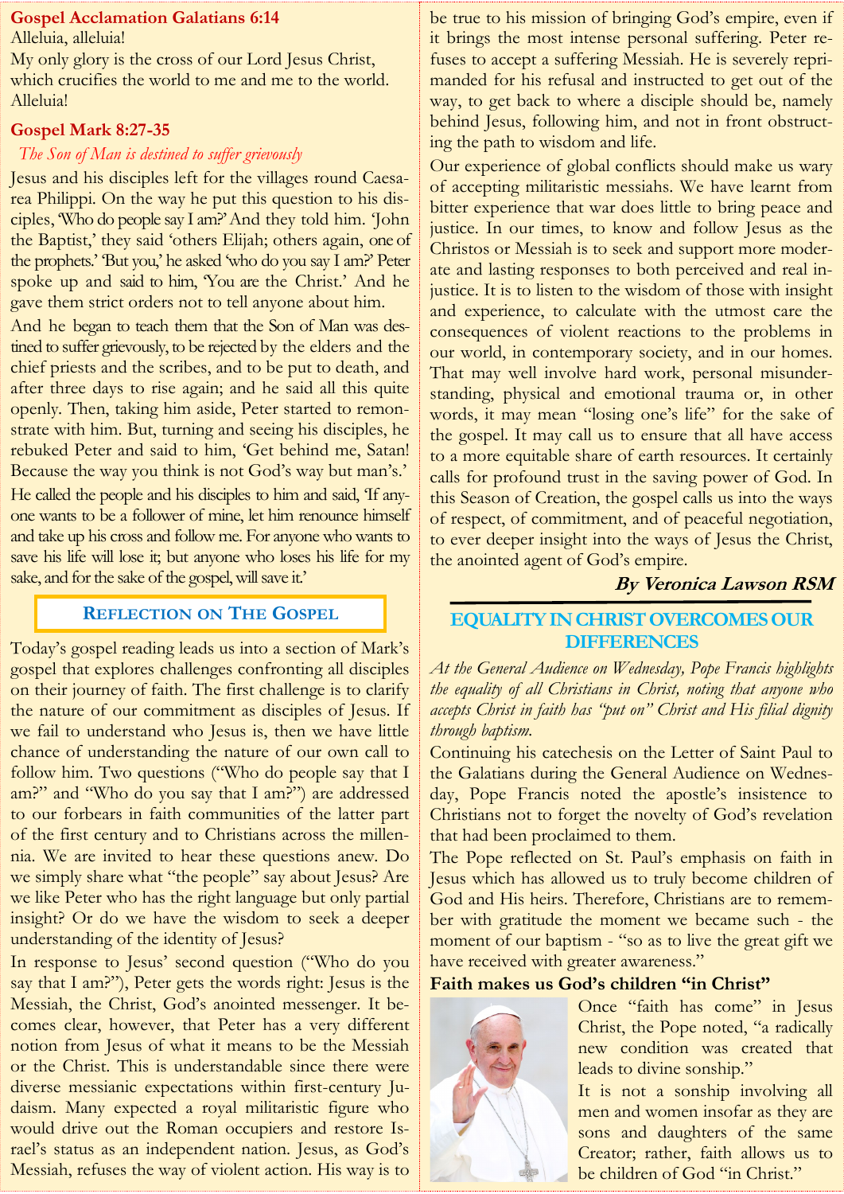### Gospel Acclamation Galatians 6:14

Alleluia, alleluia!
My only glory is the cross of our Lord Jesus Christ, which crucifies the world to me and me to the world.
Alleluia!

### Gospel Mark 8:27-35

*The Son of Man is destined to suffer grievously*

Jesus and his disciples left for the villages round Caesarea Philippi. On the way he put this question to his disciples, 'Who do people say I am?' And they told him. 'John the Baptist,' they said 'others Elijah; others again, one of the prophets.' 'But you,' he asked 'who do you say I am?' Peter spoke up and said to him, 'You are the Christ.' And he gave them strict orders not to tell anyone about him.

And he began to teach them that the Son of Man was destined to suffer grievously, to be rejected by the elders and the chief priests and the scribes, and to be put to death, and after three days to rise again; and he said all this quite openly. Then, taking him aside, Peter started to remonstrate with him. But, turning and seeing his disciples, he rebuked Peter and said to him, 'Get behind me, Satan! Because the way you think is not God's way but man's.'

He called the people and his disciples to him and said, 'If anyone wants to be a follower of mine, let him renounce himself and take up his cross and follow me. For anyone who wants to save his life will lose it; but anyone who loses his life for my sake, and for the sake of the gospel, will save it.'

## Reflection on The Gospel

Today's gospel reading leads us into a section of Mark's gospel that explores challenges confronting all disciples on their journey of faith. The first challenge is to clarify the nature of our commitment as disciples of Jesus. If we fail to understand who Jesus is, then we have little chance of understanding the nature of our own call to follow him. Two questions ("Who do people say that I am?" and "Who do you say that I am?") are addressed to our forbears in faith communities of the latter part of the first century and to Christians across the millennia. We are invited to hear these questions anew. Do we simply share what "the people" say about Jesus? Are we like Peter who has the right language but only partial insight? Or do we have the wisdom to seek a deeper understanding of the identity of Jesus?

In response to Jesus' second question ("Who do you say that I am?"), Peter gets the words right: Jesus is the Messiah, the Christ, God's anointed messenger. It becomes clear, however, that Peter has a very different notion from Jesus of what it means to be the Messiah or the Christ. This is understandable since there were diverse messianic expectations within first-century Judaism. Many expected a royal militaristic figure who would drive out the Roman occupiers and restore Israel's status as an independent nation. Jesus, as God's Messiah, refuses the way of violent action. His way is to be true to his mission of bringing God's empire, even if it brings the most intense personal suffering. Peter refuses to accept a suffering Messiah. He is severely reprimanded for his refusal and instructed to get out of the way, to get back to where a disciple should be, namely behind Jesus, following him, and not in front obstructing the path to wisdom and life.

Our experience of global conflicts should make us wary of accepting militaristic messiahs. We have learnt from bitter experience that war does little to bring peace and justice. In our times, to know and follow Jesus as the Christos or Messiah is to seek and support more moderate and lasting responses to both perceived and real injustice. It is to listen to the wisdom of those with insight and experience, to calculate with the utmost care the consequences of violent reactions to the problems in our world, in contemporary society, and in our homes. That may well involve hard work, personal misunderstanding, physical and emotional trauma or, in other words, it may mean "losing one's life" for the sake of the gospel. It may call us to ensure that all have access to a more equitable share of earth resources. It certainly calls for profound trust in the saving power of God. In this Season of Creation, the gospel calls us into the ways of respect, of commitment, and of peaceful negotiation, to ever deeper insight into the ways of Jesus the Christ, the anointed agent of God's empire.

***By Veronica Lawson RSM***

## EQUALITY IN CHRIST OVERCOMES OUR DIFFERENCES

*At the General Audience on Wednesday, Pope Francis highlights the equality of all Christians in Christ, noting that anyone who accepts Christ in faith has "put on" Christ and His filial dignity through baptism.*

Continuing his catechesis on the Letter of Saint Paul to the Galatians during the General Audience on Wednesday, Pope Francis noted the apostle's insistence to Christians not to forget the novelty of God's revelation that had been proclaimed to them.

The Pope reflected on St. Paul's emphasis on faith in Jesus which has allowed us to truly become children of God and His heirs. Therefore, Christians are to remember with gratitude the moment we became such - the moment of our baptism - "so as to live the great gift we have received with greater awareness."

### Faith makes us God's children "in Christ"

Once "faith has come" in Jesus Christ, the Pope noted, "a radically new condition was created that leads to divine sonship."

It is not a sonship involving all men and women insofar as they are sons and daughters of the same Creator; rather, faith allows us to be children of God "in Christ."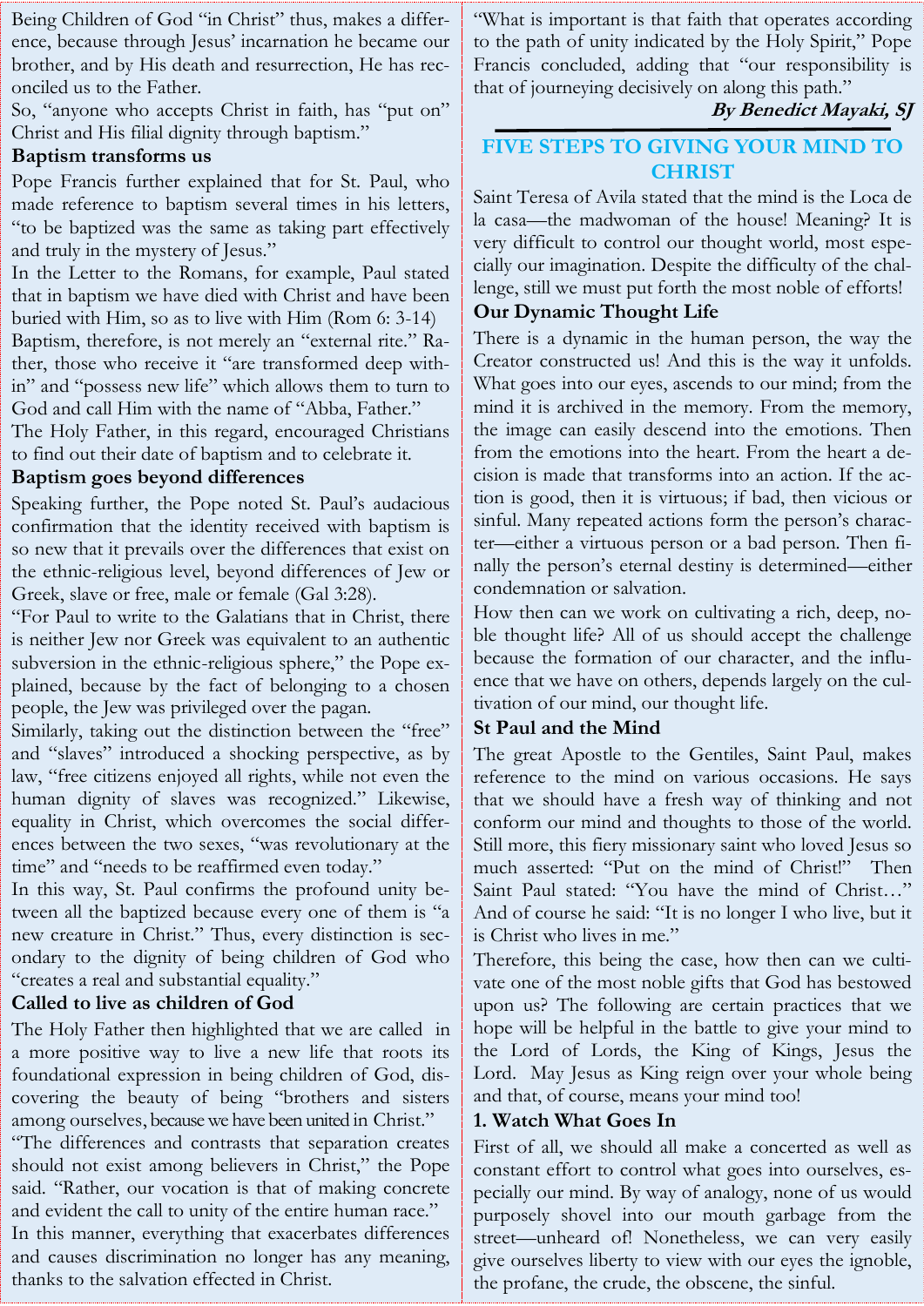Being Children of God "in Christ" thus, makes a difference, because through Jesus' incarnation he became our brother, and by His death and resurrection, He has reconciled us to the Father.

So, "anyone who accepts Christ in faith, has "put on" Christ and His filial dignity through baptism."

### Baptism transforms us

Pope Francis further explained that for St. Paul, who made reference to baptism several times in his letters, "to be baptized was the same as taking part effectively and truly in the mystery of Jesus."

In the Letter to the Romans, for example, Paul stated that in baptism we have died with Christ and have been buried with Him, so as to live with Him (Rom 6: 3-14)

Baptism, therefore, is not merely an "external rite." Rather, those who receive it "are transformed deep within" and "possess new life" which allows them to turn to God and call Him with the name of "Abba, Father."

The Holy Father, in this regard, encouraged Christians to find out their date of baptism and to celebrate it.

### Baptism goes beyond differences

Speaking further, the Pope noted St. Paul's audacious confirmation that the identity received with baptism is so new that it prevails over the differences that exist on the ethnic-religious level, beyond differences of Jew or Greek, slave or free, male or female (Gal 3:28).

"For Paul to write to the Galatians that in Christ, there is neither Jew nor Greek was equivalent to an authentic subversion in the ethnic-religious sphere," the Pope explained, because by the fact of belonging to a chosen people, the Jew was privileged over the pagan.

Similarly, taking out the distinction between the "free" and "slaves" introduced a shocking perspective, as by law, "free citizens enjoyed all rights, while not even the human dignity of slaves was recognized." Likewise, equality in Christ, which overcomes the social differences between the two sexes, "was revolutionary at the time" and "needs to be reaffirmed even today."

In this way, St. Paul confirms the profound unity between all the baptized because every one of them is "a new creature in Christ." Thus, every distinction is secondary to the dignity of being children of God who "creates a real and substantial equality."

### Called to live as children of God

The Holy Father then highlighted that we are called in a more positive way to live a new life that roots its foundational expression in being children of God, discovering the beauty of being "brothers and sisters among ourselves, because we have been united in Christ."

"The differences and contrasts that separation creates should not exist among believers in Christ," the Pope said. "Rather, our vocation is that of making concrete and evident the call to unity of the entire human race."

In this manner, everything that exacerbates differences and causes discrimination no longer has any meaning, thanks to the salvation effected in Christ.

"What is important is that faith that operates according to the path of unity indicated by the Holy Spirit," Pope Francis concluded, adding that "our responsibility is that of journeying decisively on along this path."

***By Benedict Mayaki, SJ***

## FIVE STEPS TO GIVING YOUR MIND TO CHRIST

Saint Teresa of Avila stated that the mind is the Loca de la casa—the madwoman of the house! Meaning? It is very difficult to control our thought world, most especially our imagination. Despite the difficulty of the challenge, still we must put forth the most noble of efforts!

### Our Dynamic Thought Life

There is a dynamic in the human person, the way the Creator constructed us! And this is the way it unfolds. What goes into our eyes, ascends to our mind; from the mind it is archived in the memory. From the memory, the image can easily descend into the emotions. Then from the emotions into the heart. From the heart a decision is made that transforms into an action. If the action is good, then it is virtuous; if bad, then vicious or sinful. Many repeated actions form the person's character—either a virtuous person or a bad person. Then finally the person's eternal destiny is determined—either condemnation or salvation.

How then can we work on cultivating a rich, deep, noble thought life? All of us should accept the challenge because the formation of our character, and the influence that we have on others, depends largely on the cultivation of our mind, our thought life.

### St Paul and the Mind

The great Apostle to the Gentiles, Saint Paul, makes reference to the mind on various occasions. He says that we should have a fresh way of thinking and not conform our mind and thoughts to those of the world. Still more, this fiery missionary saint who loved Jesus so much asserted: "Put on the mind of Christ!" Then Saint Paul stated: "You have the mind of Christ…" And of course he said: "It is no longer I who live, but it is Christ who lives in me."

Therefore, this being the case, how then can we cultivate one of the most noble gifts that God has bestowed upon us? The following are certain practices that we hope will be helpful in the battle to give your mind to the Lord of Lords, the King of Kings, Jesus the Lord. May Jesus as King reign over your whole being and that, of course, means your mind too!

### 1. Watch What Goes In

First of all, we should all make a concerted as well as constant effort to control what goes into ourselves, especially our mind. By way of analogy, none of us would purposely shovel into our mouth garbage from the street—unheard of! Nonetheless, we can very easily give ourselves liberty to view with our eyes the ignoble, the profane, the crude, the obscene, the sinful.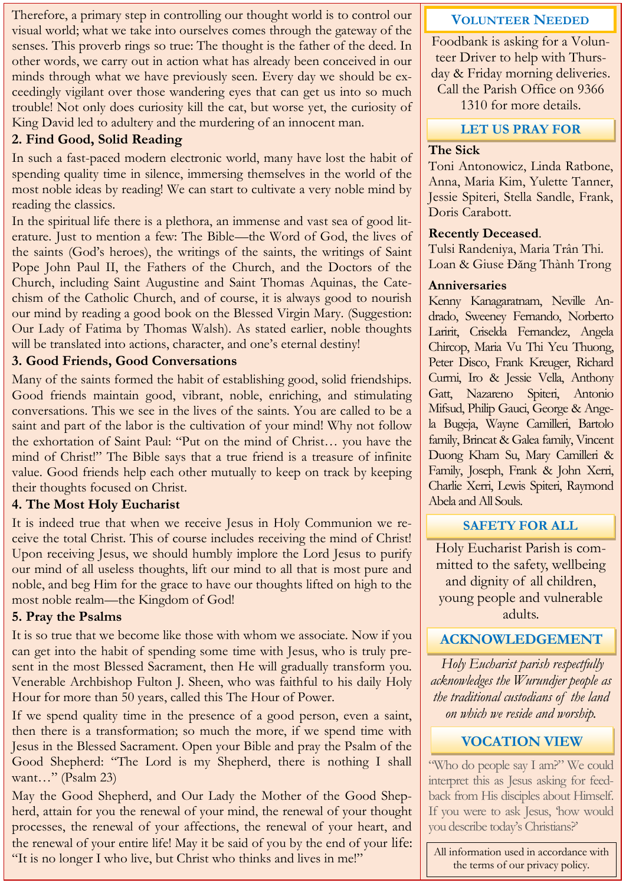Therefore, a primary step in controlling our thought world is to control our visual world; what we take into ourselves comes through the gateway of the senses. This proverb rings so true: The thought is the father of the deed. In other words, we carry out in action what has already been conceived in our minds through what we have previously seen. Every day we should be exceedingly vigilant over those wandering eyes that can get us into so much trouble! Not only does curiosity kill the cat, but worse yet, the curiosity of King David led to adultery and the murdering of an innocent man.

**2. Find Good, Solid Reading**

In such a fast-paced modern electronic world, many have lost the habit of spending quality time in silence, immersing themselves in the world of the most noble ideas by reading! We can start to cultivate a very noble mind by reading the classics.

In the spiritual life there is a plethora, an immense and vast sea of good literature. Just to mention a few: The Bible—the Word of God, the lives of the saints (God's heroes), the writings of the saints, the writings of Saint Pope John Paul II, the Fathers of the Church, and the Doctors of the Church, including Saint Augustine and Saint Thomas Aquinas, the Catechism of the Catholic Church, and of course, it is always good to nourish our mind by reading a good book on the Blessed Virgin Mary. (Suggestion: Our Lady of Fatima by Thomas Walsh). As stated earlier, noble thoughts will be translated into actions, character, and one's eternal destiny!

**3. Good Friends, Good Conversations**

Many of the saints formed the habit of establishing good, solid friendships. Good friends maintain good, vibrant, noble, enriching, and stimulating conversations. This we see in the lives of the saints. You are called to be a saint and part of the labor is the cultivation of your mind! Why not follow the exhortation of Saint Paul: "Put on the mind of Christ… you have the mind of Christ!" The Bible says that a true friend is a treasure of infinite value. Good friends help each other mutually to keep on track by keeping their thoughts focused on Christ.

**4. The Most Holy Eucharist**

It is indeed true that when we receive Jesus in Holy Communion we receive the total Christ. This of course includes receiving the mind of Christ! Upon receiving Jesus, we should humbly implore the Lord Jesus to purify our mind of all useless thoughts, lift our mind to all that is most pure and noble, and beg Him for the grace to have our thoughts lifted on high to the most noble realm—the Kingdom of God!

**5. Pray the Psalms**

It is so true that we become like those with whom we associate. Now if you can get into the habit of spending some time with Jesus, who is truly present in the most Blessed Sacrament, then He will gradually transform you. Venerable Archbishop Fulton J. Sheen, who was faithful to his daily Holy Hour for more than 50 years, called this The Hour of Power.

If we spend quality time in the presence of a good person, even a saint, then there is a transformation; so much the more, if we spend time with Jesus in the Blessed Sacrament. Open your Bible and pray the Psalm of the Good Shepherd: "The Lord is my Shepherd, there is nothing I shall want…" (Psalm 23)

May the Good Shepherd, and Our Lady the Mother of the Good Shepherd, attain for you the renewal of your mind, the renewal of your thought processes, the renewal of your affections, the renewal of your heart, and the renewal of your entire life! May it be said of you by the end of your life: "It is no longer I who live, but Christ who thinks and lives in me!"

## Volunteer Needed

Foodbank is asking for a Volunteer Driver to help with Thursday & Friday morning deliveries. Call the Parish Office on 9366 1310 for more details.

## LET US PRAY FOR

**The Sick**

Toni Antonowicz, Linda Ratbone, Anna, Maria Kim, Yulette Tanner, Jessie Spiteri, Stella Sandle, Frank, Doris Carabott.

**Recently Deceased**.

Tulsi Randeniya, Maria Trân Thi. Loan & Giuse Đăng Thành Trong

**Anniversaries**

Kenny Kanagaratnam, Neville Andrado, Sweeney Fernando, Norberto Laririt, Criselda Fernandez, Angela Chircop, Maria Vu Thi Yeu Thuong, Peter Disco, Frank Kreuger, Richard Curmi, Iro & Jessie Vella, Anthony Gatt, Nazareno Spiteri, Antonio Mifsud, Philip Gauci, George & Angela Bugeja, Wayne Camilleri, Bartolo family, Brincat & Galea family, Vincent Duong Kham Su, Mary Camilleri & Family, Joseph, Frank & John Xerri, Charlie Xerri, Lewis Spiteri, Raymond Abela and All Souls.

## SAFETY FOR ALL

Holy Eucharist Parish is committed to the safety, wellbeing and dignity of all children, young people and vulnerable adults.

## ACKNOWLEDGEMENT

*Holy Eucharist parish respectfully acknowledges the Wurundjer people as the traditional custodians of the land on which we reside and worship.*

## VOCATION VIEW

"Who do people say I am?" We could interpret this as Jesus asking for feedback from His disciples about Himself. If you were to ask Jesus, 'how would you describe today's Christians?'

All information used in accordance with the terms of our privacy policy.